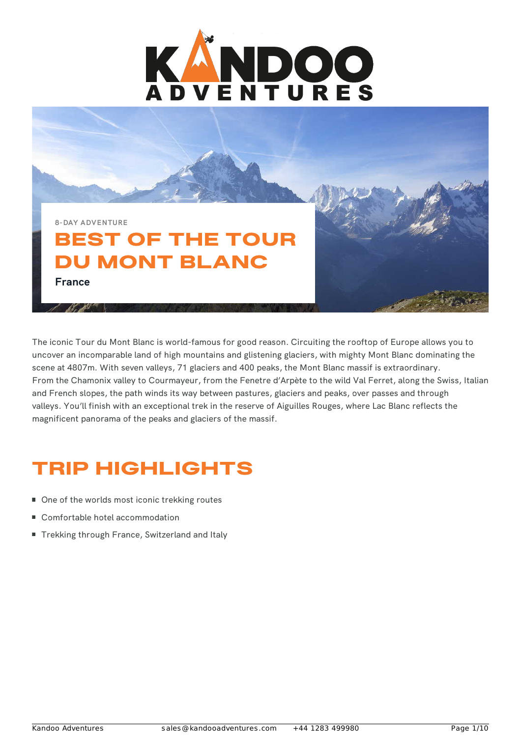8-DAY ADVENTURE

# BEST OF THE TOUR DU MONT BLANC

**France**

The iconic Tour du Mont Blanc is world-famous for good reason. Circuiting the rooftop of Europe allows you to uncover an incomparable land of high mountains and glistening glaciers, with mighty Mont Blanc dominating the scene at 4807m. With seven valleys, 71 glaciers and 400 peaks, the Mont Blanc massif is extraordinary.
From the Chamonix valley to Courmayeur, from the Fenetre d'Arpète to the wild Val Ferret, along the Swiss, Italian and French slopes, the path winds its way between pastures, glaciers and peaks, over passes and through valleys. You'll finish with an exceptional trek in the reserve of Aiguilles Rouges, where Lac Blanc reflects the magnificent panorama of the peaks and glaciers of the massif.

## TRIP HIGHLIGHTS

- One of the worlds most iconic trekking routes
- Comfortable hotel accommodation
- Trekking through France, Switzerland and Italy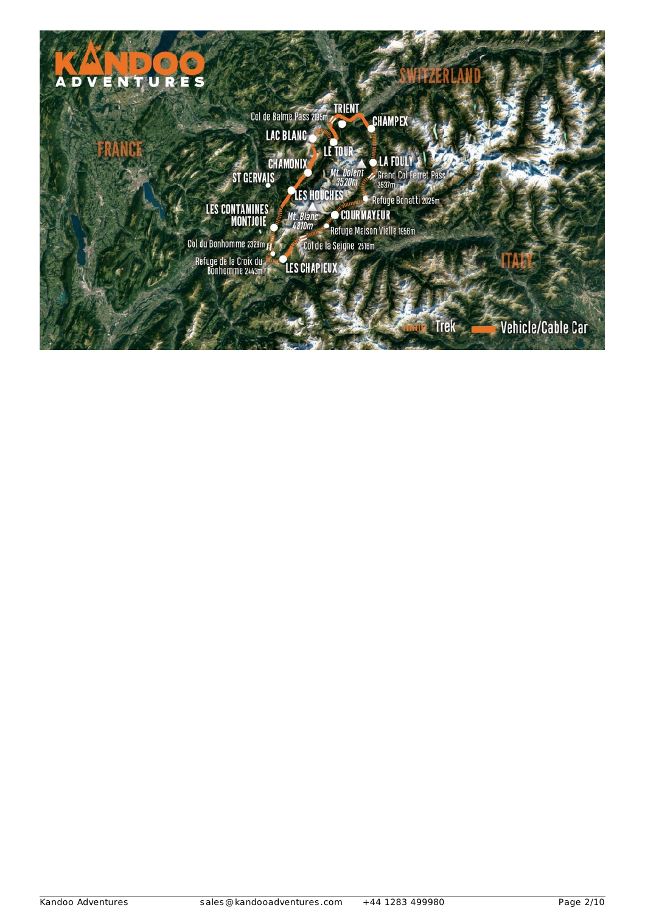KANDOO ADVENTURES

FRANCE

SWITZERLAND

ITALY

TRIENT

Col de Balme Pass 2195m

CHAMPEX

LAC BLANC

LE TOUR

CHAMONIX

LA FOULY

Mt. Dolent 3520m

Grand Col Ferret Pass 2537m

ST GERVAIS

LES HOUCHES

Refuge Bonatti 2025m

LES CONTAMINES MONTJOIE

Mt. Blanc 4810m

COURMAYEUR

Refuge Maison Vielle 1956m

Col du Bonhomme 2329m

Col de la Seigne 2516m

Refuge de la Croix du Bonhomme 2443m

LES CHAPIEUX

Trek

Vehicle/Cable Car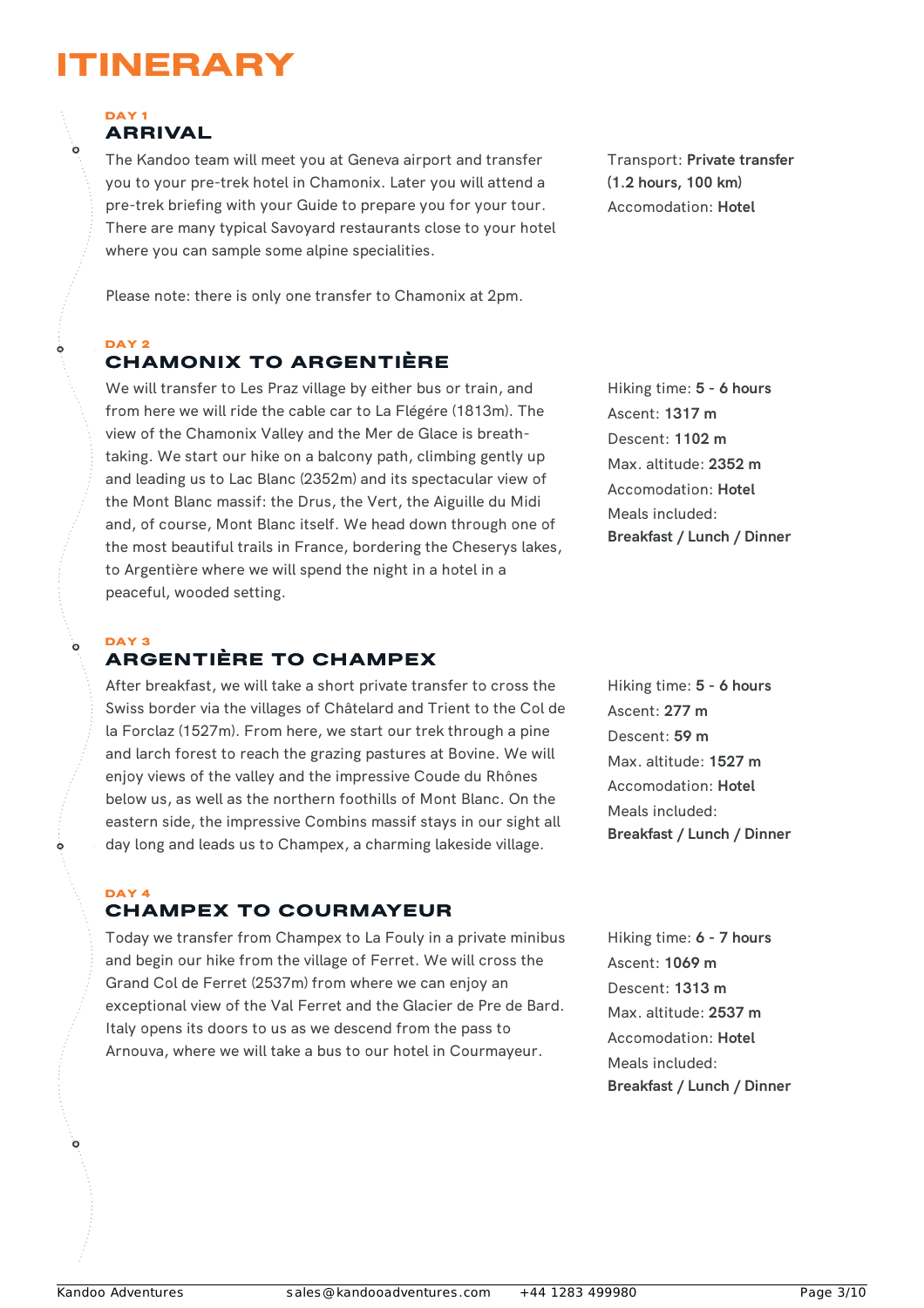# ITINERARY

### DAY 1

## ARRIVAL

The Kandoo team will meet you at Geneva airport and transfer you to your pre-trek hotel in Chamonix. Later you will attend a pre-trek briefing with your Guide to prepare you for your tour. There are many typical Savoyard restaurants close to your hotel where you can sample some alpine specialities.

Please note: there is only one transfer to Chamonix at 2pm.

Transport: **Private transfer (1.2 hours, 100 km)**
Accomodation: **Hotel**

### DAY 2

## CHAMONIX TO ARGENTIÈRE

We will transfer to Les Praz village by either bus or train, and from here we will ride the cable car to La Flégére (1813m). The view of the Chamonix Valley and the Mer de Glace is breath-taking. We start our hike on a balcony path, climbing gently up and leading us to Lac Blanc (2352m) and its spectacular view of the Mont Blanc massif: the Drus, the Vert, the Aiguille du Midi and, of course, Mont Blanc itself. We head down through one of the most beautiful trails in France, bordering the Cheserys lakes, to Argentière where we will spend the night in a hotel in a peaceful, wooded setting.

Hiking time: **5 - 6 hours**
Ascent: **1317 m**
Descent: **1102 m**
Max. altitude: **2352 m**
Accomodation: **Hotel**
Meals included:
**Breakfast / Lunch / Dinner**

### DAY 3

## ARGENTIÈRE TO CHAMPEX

After breakfast, we will take a short private transfer to cross the Swiss border via the villages of Châtelard and Trient to the Col de la Forclaz (1527m). From here, we start our trek through a pine and larch forest to reach the grazing pastures at Bovine. We will enjoy views of the valley and the impressive Coude du Rhônes below us, as well as the northern foothills of Mont Blanc. On the eastern side, the impressive Combins massif stays in our sight all day long and leads us to Champex, a charming lakeside village.

Hiking time: **5 - 6 hours**
Ascent: **277 m**
Descent: **59 m**
Max. altitude: **1527 m**
Accomodation: **Hotel**
Meals included:
**Breakfast / Lunch / Dinner**

### DAY 4

## CHAMPEX TO COURMAYEUR

Today we transfer from Champex to La Fouly in a private minibus and begin our hike from the village of Ferret. We will cross the Grand Col de Ferret (2537m) from where we can enjoy an exceptional view of the Val Ferret and the Glacier de Pre de Bard. Italy opens its doors to us as we descend from the pass to Arnouva, where we will take a bus to our hotel in Courmayeur.

Hiking time: **6 - 7 hours**
Ascent: **1069 m**
Descent: **1313 m**
Max. altitude: **2537 m**
Accomodation: **Hotel**
Meals included:
**Breakfast / Lunch / Dinner**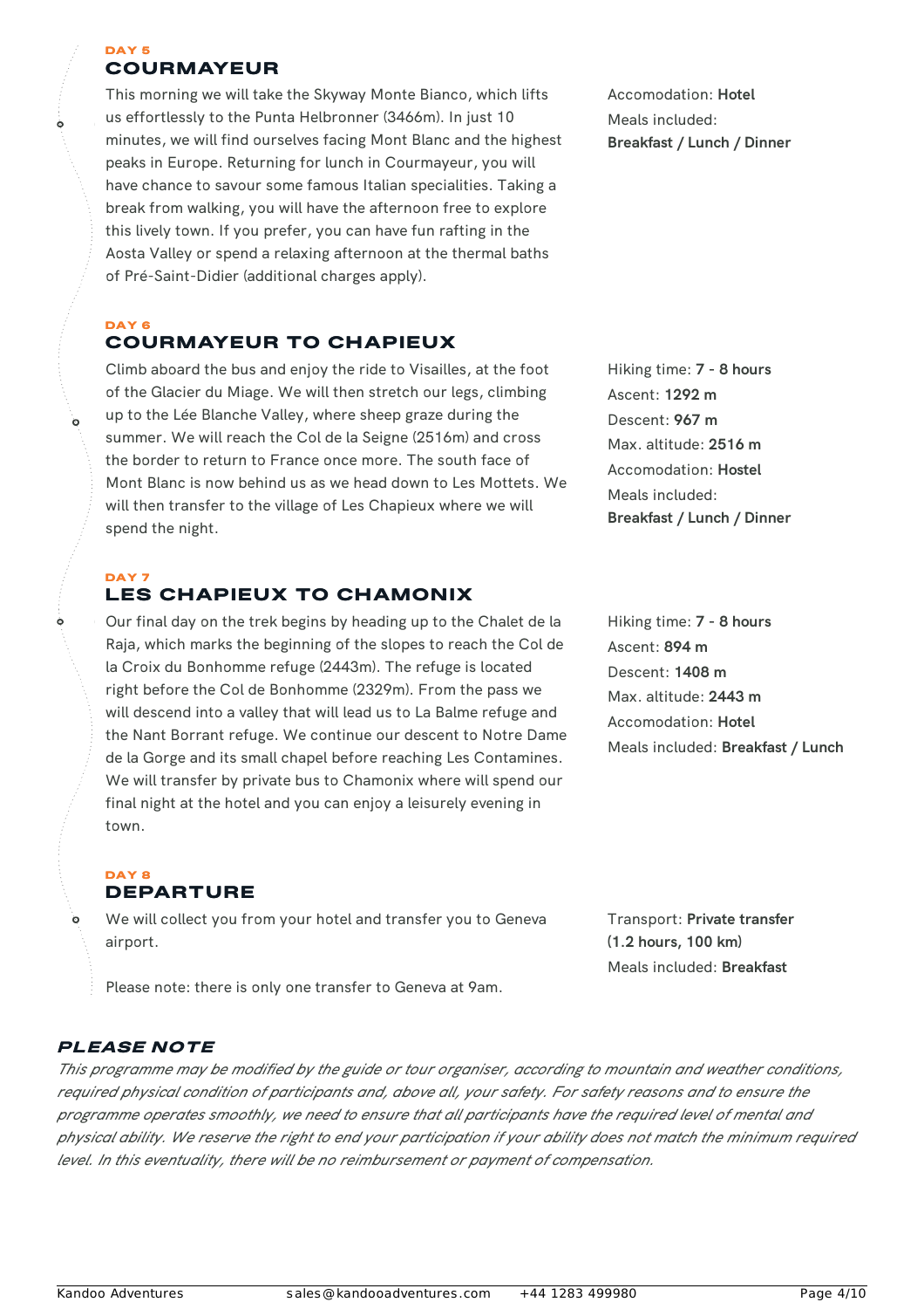**DAY 5**

## COURMAYEUR

This morning we will take the Skyway Monte Bianco, which lifts us effortlessly to the Punta Helbronner (3466m). In just 10 minutes, we will find ourselves facing Mont Blanc and the highest peaks in Europe. Returning for lunch in Courmayeur, you will have chance to savour some famous Italian specialities. Taking a break from walking, you will have the afternoon free to explore this lively town. If you prefer, you can have fun rafting in the Aosta Valley or spend a relaxing afternoon at the thermal baths of Pré-Saint-Didier (additional charges apply).

Accomodation: **Hotel**
Meals included:
**Breakfast / Lunch / Dinner**

**DAY 6**

## COURMAYEUR TO CHAPIEUX

Climb aboard the bus and enjoy the ride to Visailles, at the foot of the Glacier du Miage. We will then stretch our legs, climbing up to the Lée Blanche Valley, where sheep graze during the summer. We will reach the Col de la Seigne (2516m) and cross the border to return to France once more. The south face of Mont Blanc is now behind us as we head down to Les Mottets. We will then transfer to the village of Les Chapieux where we will spend the night.

Hiking time: **7 - 8 hours**
Ascent: **1292 m**
Descent: **967 m**
Max. altitude: **2516 m**
Accomodation: **Hostel**
Meals included:
**Breakfast / Lunch / Dinner**

**DAY 7**

## LES CHAPIEUX TO CHAMONIX

Our final day on the trek begins by heading up to the Chalet de la Raja, which marks the beginning of the slopes to reach the Col de la Croix du Bonhomme refuge (2443m). The refuge is located right before the Col de Bonhomme (2329m). From the pass we will descend into a valley that will lead us to La Balme refuge and the Nant Borrant refuge. We continue our descent to Notre Dame de la Gorge and its small chapel before reaching Les Contamines. We will transfer by private bus to Chamonix where will spend our final night at the hotel and you can enjoy a leisurely evening in town.

Hiking time: **7 - 8 hours**
Ascent: **894 m**
Descent: **1408 m**
Max. altitude: **2443 m**
Accomodation: **Hotel**
Meals included: **Breakfast / Lunch**

**DAY 8**

## DEPARTURE

We will collect you from your hotel and transfer you to Geneva airport.

Please note: there is only one transfer to Geneva at 9am.

Transport: **Private transfer (1.2 hours, 100 km)**
Meals included: **Breakfast**

## *PLEASE NOTE*

*This programme may be modified by the guide or tour organiser, according to mountain and weather conditions, required physical condition of participants and, above all, your safety. For safety reasons and to ensure the programme operates smoothly, we need to ensure that all participants have the required level of mental and physical ability. We reserve the right to end your participation if your ability does not match the minimum required level. In this eventuality, there will be no reimbursement or payment of compensation.*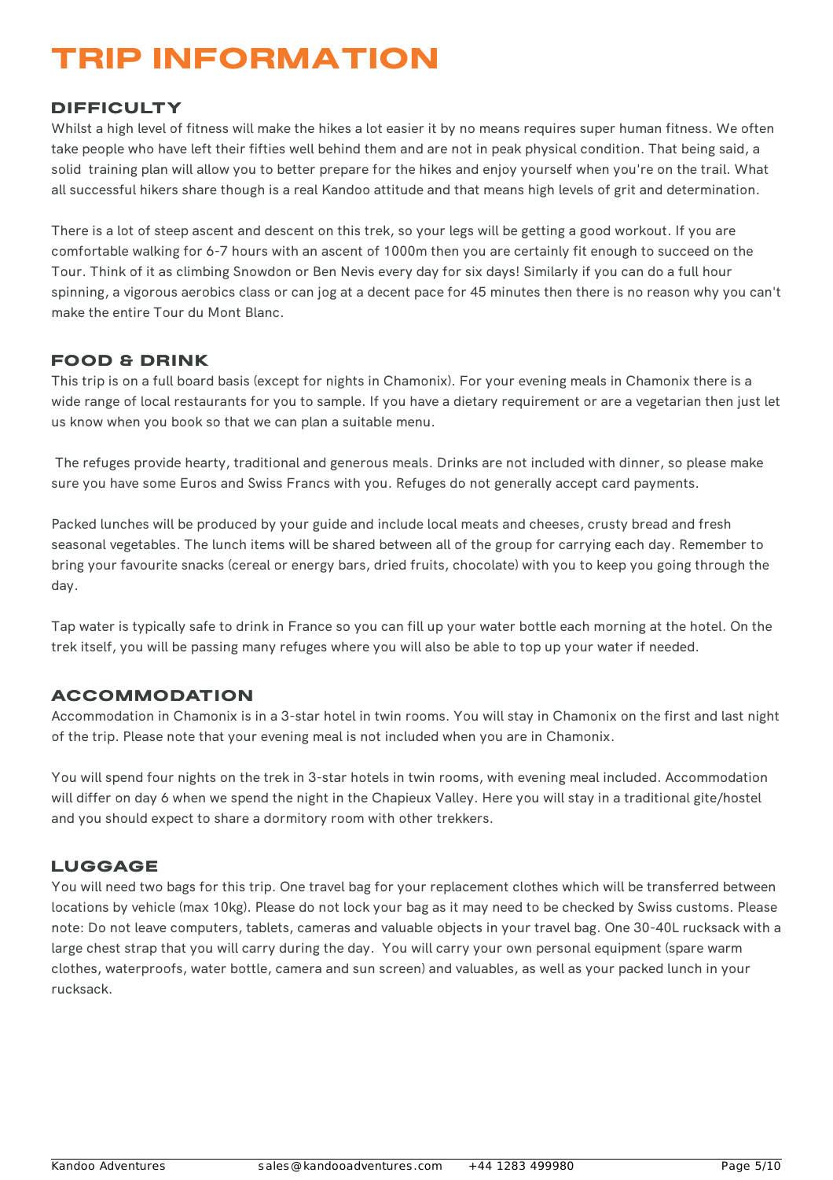# TRIP INFORMATION

## DIFFICULTY

Whilst a high level of fitness will make the hikes a lot easier it by no means requires super human fitness. We often take people who have left their fifties well behind them and are not in peak physical condition. That being said, a solid training plan will allow you to better prepare for the hikes and enjoy yourself when you're on the trail. What all successful hikers share though is a real Kandoo attitude and that means high levels of grit and determination.

There is a lot of steep ascent and descent on this trek, so your legs will be getting a good workout. If you are comfortable walking for 6-7 hours with an ascent of 1000m then you are certainly fit enough to succeed on the Tour. Think of it as climbing Snowdon or Ben Nevis every day for six days! Similarly if you can do a full hour spinning, a vigorous aerobics class or can jog at a decent pace for 45 minutes then there is no reason why you can't make the entire Tour du Mont Blanc.

## FOOD & DRINK

This trip is on a full board basis (except for nights in Chamonix). For your evening meals in Chamonix there is a wide range of local restaurants for you to sample. If you have a dietary requirement or are a vegetarian then just let us know when you book so that we can plan a suitable menu.

The refuges provide hearty, traditional and generous meals. Drinks are not included with dinner, so please make sure you have some Euros and Swiss Francs with you. Refuges do not generally accept card payments.

Packed lunches will be produced by your guide and include local meats and cheeses, crusty bread and fresh seasonal vegetables. The lunch items will be shared between all of the group for carrying each day. Remember to bring your favourite snacks (cereal or energy bars, dried fruits, chocolate) with you to keep you going through the day.

Tap water is typically safe to drink in France so you can fill up your water bottle each morning at the hotel. On the trek itself, you will be passing many refuges where you will also be able to top up your water if needed.

## ACCOMMODATION

Accommodation in Chamonix is in a 3-star hotel in twin rooms. You will stay in Chamonix on the first and last night of the trip. Please note that your evening meal is not included when you are in Chamonix.

You will spend four nights on the trek in 3-star hotels in twin rooms, with evening meal included. Accommodation will differ on day 6 when we spend the night in the Chapieux Valley. Here you will stay in a traditional gite/hostel and you should expect to share a dormitory room with other trekkers.

## LUGGAGE

You will need two bags for this trip. One travel bag for your replacement clothes which will be transferred between locations by vehicle (max 10kg). Please do not lock your bag as it may need to be checked by Swiss customs. Please note: Do not leave computers, tablets, cameras and valuable objects in your travel bag. One 30-40L rucksack with a large chest strap that you will carry during the day. You will carry your own personal equipment (spare warm clothes, waterproofs, water bottle, camera and sun screen) and valuables, as well as your packed lunch in your rucksack.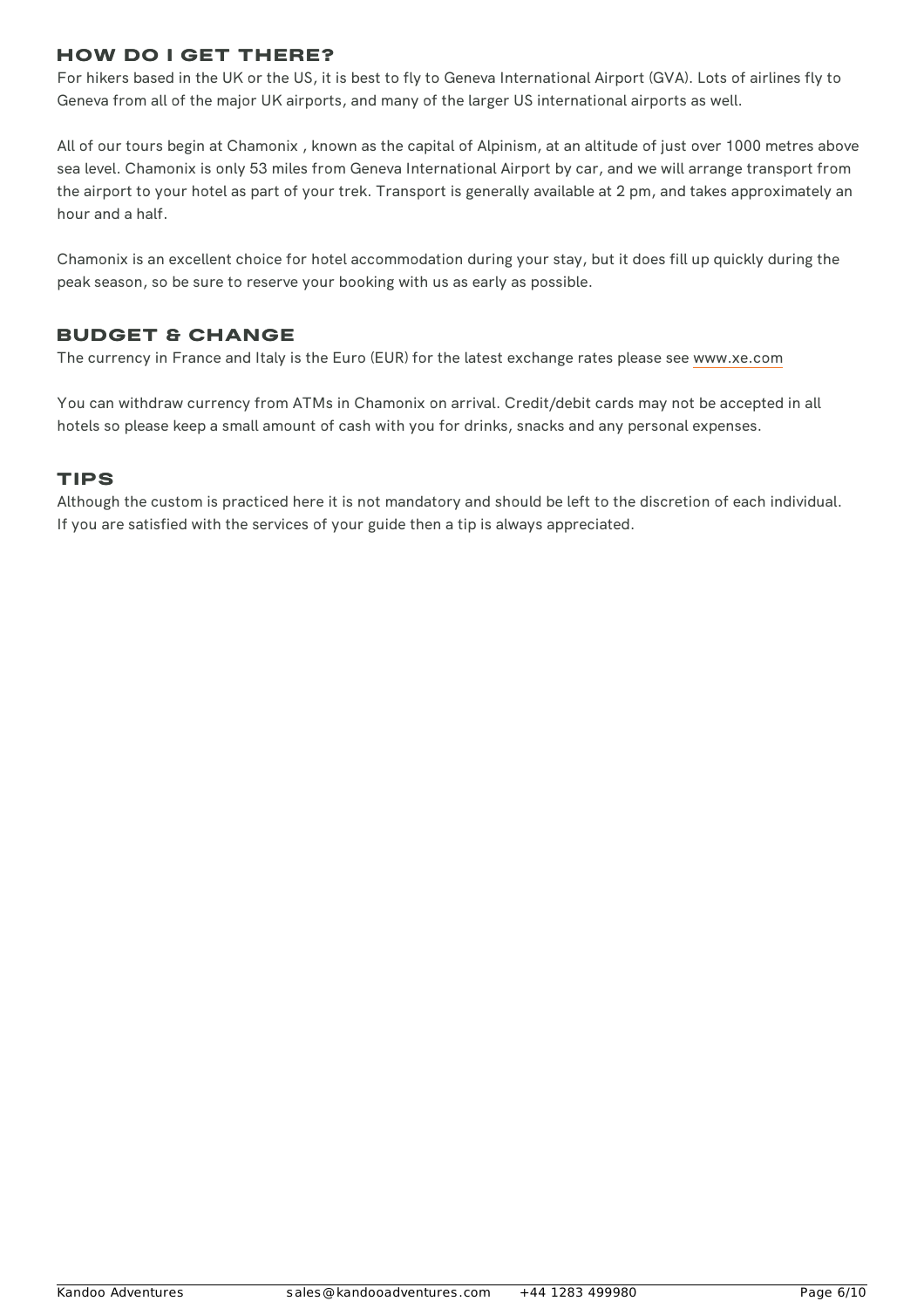## HOW DO I GET THERE?

For hikers based in the UK or the US, it is best to fly to Geneva International Airport (GVA). Lots of airlines fly to Geneva from all of the major UK airports, and many of the larger US international airports as well.

All of our tours begin at Chamonix , known as the capital of Alpinism, at an altitude of just over 1000 metres above sea level. Chamonix is only 53 miles from Geneva International Airport by car, and we will arrange transport from the airport to your hotel as part of your trek. Transport is generally available at 2 pm, and takes approximately an hour and a half.

Chamonix is an excellent choice for hotel accommodation during your stay, but it does fill up quickly during the peak season, so be sure to reserve your booking with us as early as possible.

## BUDGET & CHANGE

The currency in France and Italy is the Euro (EUR) for the latest exchange rates please see www.xe.com

You can withdraw currency from ATMs in Chamonix on arrival. Credit/debit cards may not be accepted in all hotels so please keep a small amount of cash with you for drinks, snacks and any personal expenses.

## TIPS

Although the custom is practiced here it is not mandatory and should be left to the discretion of each individual. If you are satisfied with the services of your guide then a tip is always appreciated.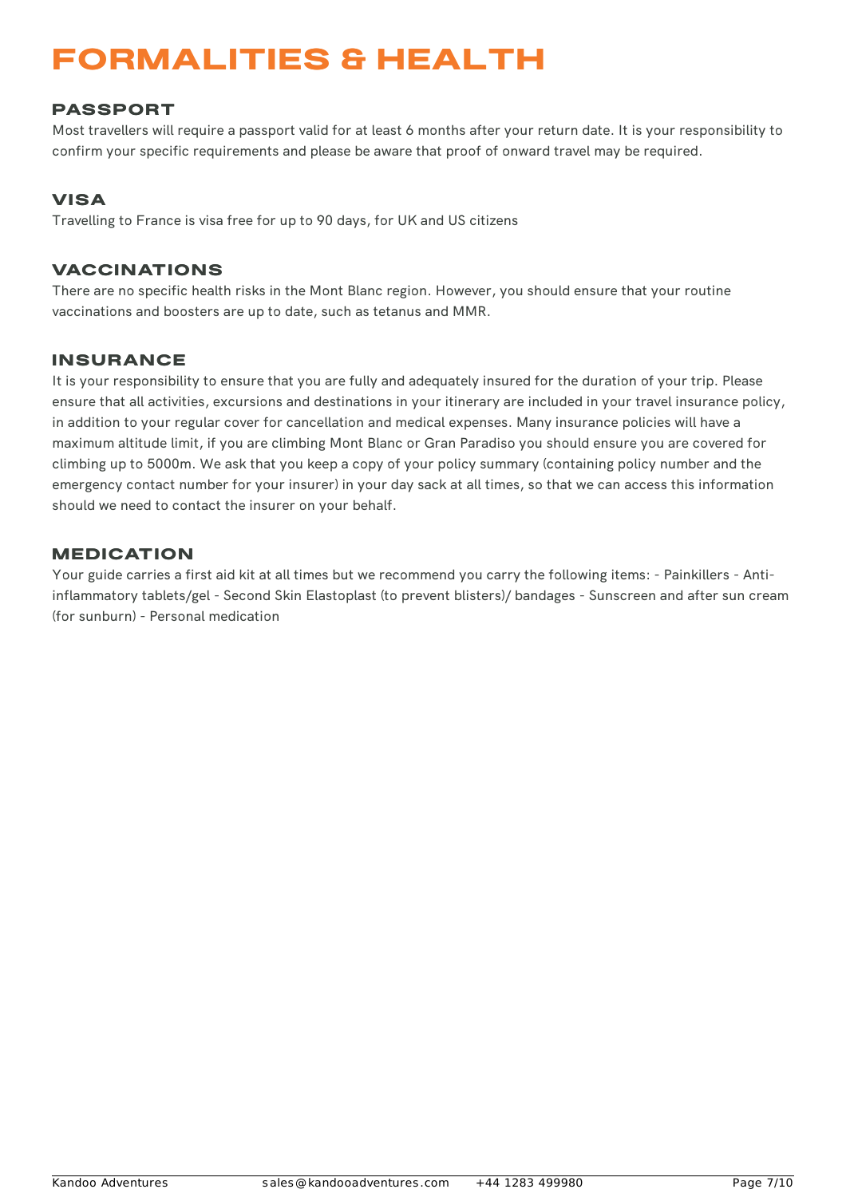# FORMALITIES & HEALTH

## PASSPORT

Most travellers will require a passport valid for at least 6 months after your return date. It is your responsibility to confirm your specific requirements and please be aware that proof of onward travel may be required.

## VISA

Travelling to France is visa free for up to 90 days, for UK and US citizens

## VACCINATIONS

There are no specific health risks in the Mont Blanc region. However, you should ensure that your routine vaccinations and boosters are up to date, such as tetanus and MMR.

## INSURANCE

It is your responsibility to ensure that you are fully and adequately insured for the duration of your trip. Please ensure that all activities, excursions and destinations in your itinerary are included in your travel insurance policy, in addition to your regular cover for cancellation and medical expenses. Many insurance policies will have a maximum altitude limit, if you are climbing Mont Blanc or Gran Paradiso you should ensure you are covered for climbing up to 5000m. We ask that you keep a copy of your policy summary (containing policy number and the emergency contact number for your insurer) in your day sack at all times, so that we can access this information should we need to contact the insurer on your behalf.

## MEDICATION

Your guide carries a first aid kit at all times but we recommend you carry the following items: - Painkillers - Anti-inflammatory tablets/gel - Second Skin Elastoplast (to prevent blisters)/ bandages - Sunscreen and after sun cream (for sunburn) - Personal medication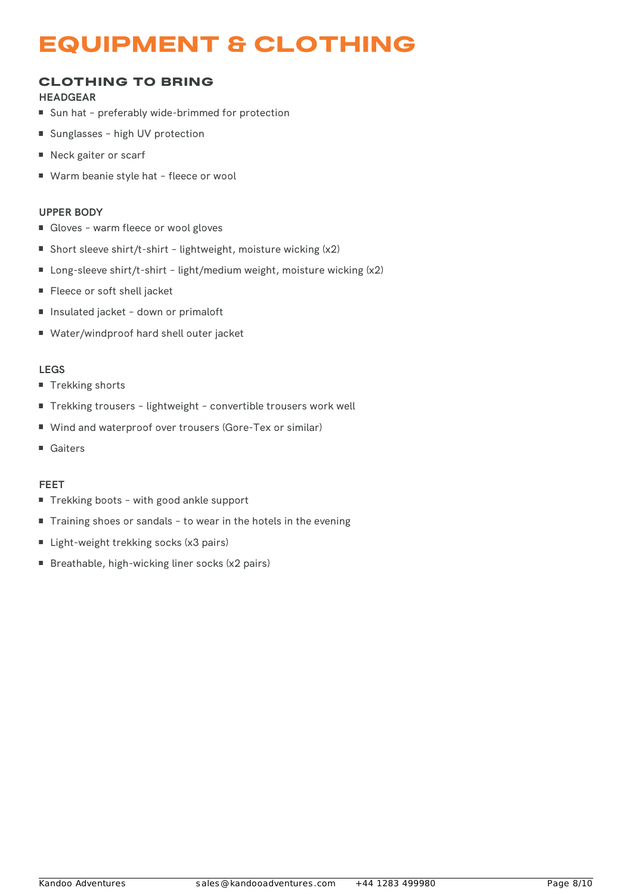# EQUIPMENT & CLOTHING

## CLOTHING TO BRING

### HEADGEAR

- Sun hat – preferably wide-brimmed for protection
- Sunglasses – high UV protection
- Neck gaiter or scarf
- Warm beanie style hat – fleece or wool

### UPPER BODY

- Gloves – warm fleece or wool gloves
- Short sleeve shirt/t-shirt – lightweight, moisture wicking (x2)
- Long-sleeve shirt/t-shirt – light/medium weight, moisture wicking (x2)
- Fleece or soft shell jacket
- Insulated jacket – down or primaloft
- Water/windproof hard shell outer jacket

### LEGS

- Trekking shorts
- Trekking trousers – lightweight – convertible trousers work well
- Wind and waterproof over trousers (Gore-Tex or similar)
- Gaiters

### FEET

- Trekking boots – with good ankle support
- Training shoes or sandals – to wear in the hotels in the evening
- Light-weight trekking socks (x3 pairs)
- Breathable, high-wicking liner socks (x2 pairs)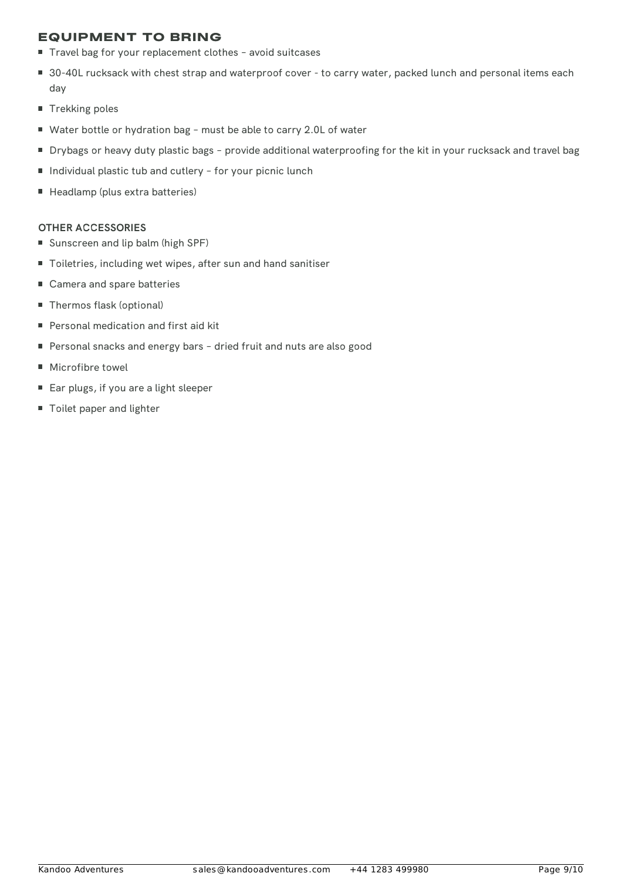## EQUIPMENT TO BRING

- Travel bag for your replacement clothes – avoid suitcases
- 30-40L rucksack with chest strap and waterproof cover - to carry water, packed lunch and personal items each day
- Trekking poles
- Water bottle or hydration bag – must be able to carry 2.0L of water
- Drybags or heavy duty plastic bags – provide additional waterproofing for the kit in your rucksack and travel bag
- Individual plastic tub and cutlery – for your picnic lunch
- Headlamp (plus extra batteries)

### OTHER ACCESSORIES

- Sunscreen and lip balm (high SPF)
- Toiletries, including wet wipes, after sun and hand sanitiser
- Camera and spare batteries
- Thermos flask (optional)
- Personal medication and first aid kit
- Personal snacks and energy bars – dried fruit and nuts are also good
- Microfibre towel
- Ear plugs, if you are a light sleeper
- Toilet paper and lighter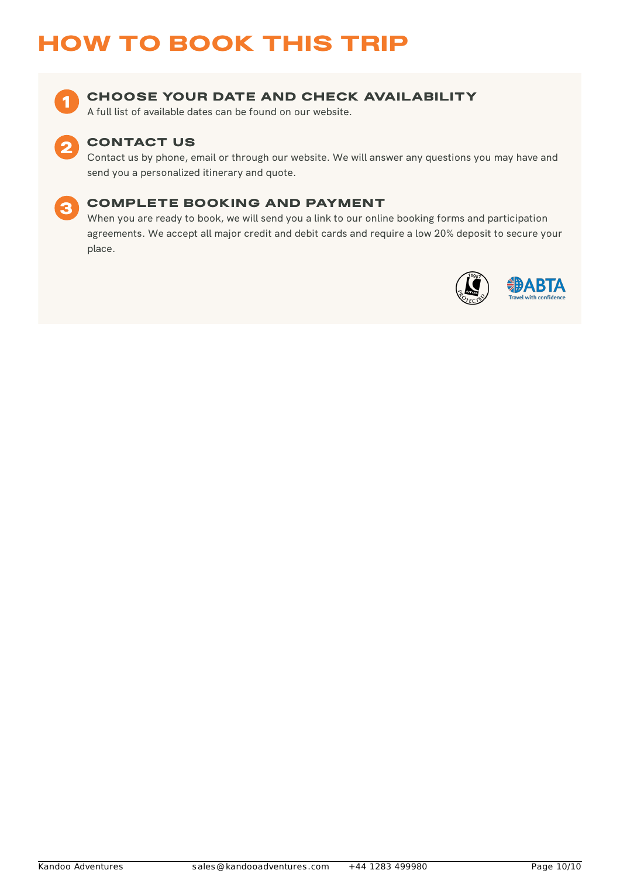# HOW TO BOOK THIS TRIP

## 1. CHOOSE YOUR DATE AND CHECK AVAILABILITY

A full list of available dates can be found on our website.

## 2. CONTACT US

Contact us by phone, email or through our website. We will answer any questions you may have and send you a personalized itinerary and quote.

## 3. COMPLETE BOOKING AND PAYMENT

When you are ready to book, we will send you a link to our online booking forms and participation agreements. We accept all major credit and debit cards and require a low 20% deposit to secure your place.